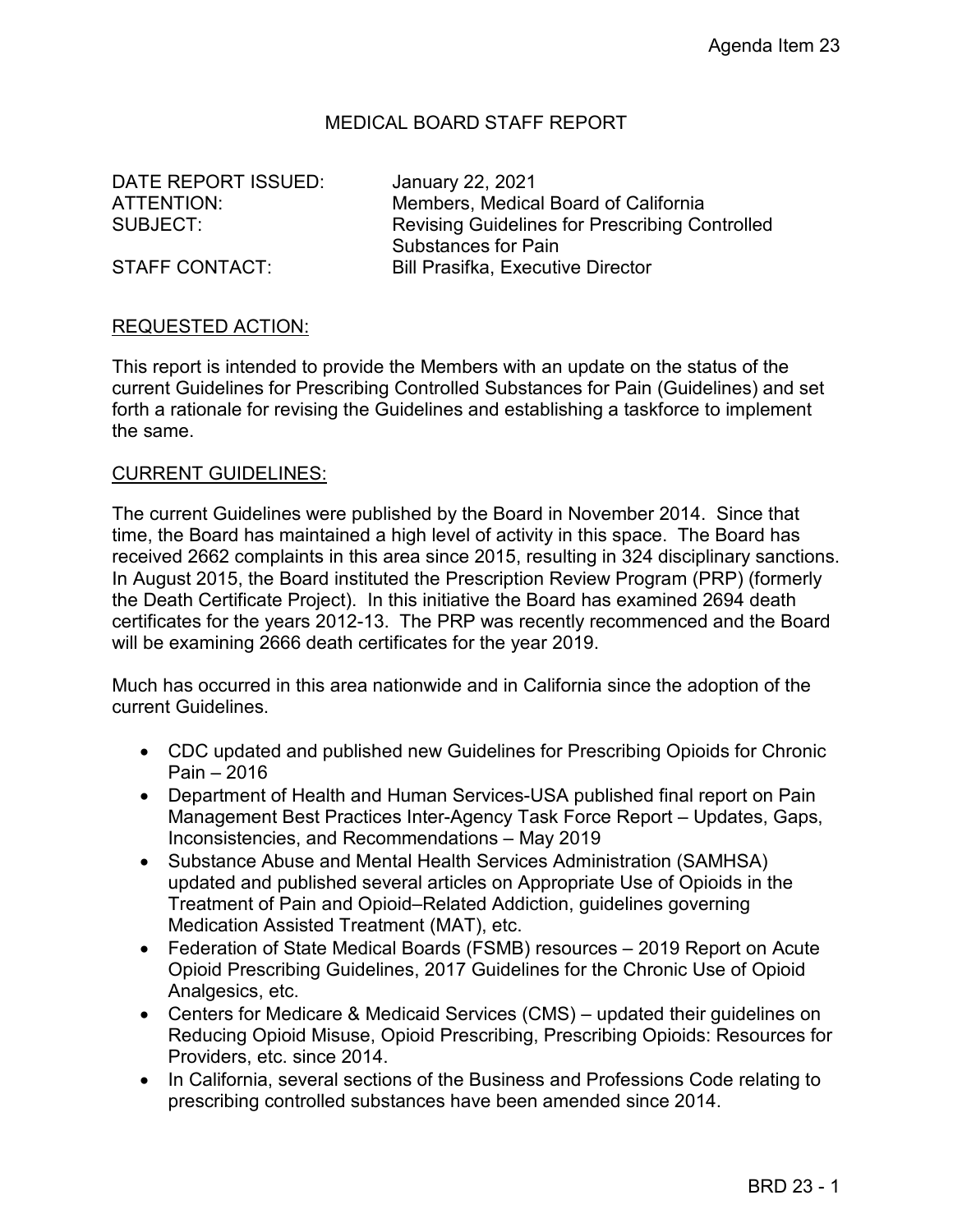Agenda Item 23

# MEDICAL BOARD STAFF REPORT

DATE REPORT ISSUED: January 22, 2021
ATTENTION: Members, Medical Board of California
SUBJECT: Revising Guidelines for Prescribing Controlled Substances for Pain
STAFF CONTACT: Bill Prasifka, Executive Director

## REQUESTED ACTION:

This report is intended to provide the Members with an update on the status of the current Guidelines for Prescribing Controlled Substances for Pain (Guidelines) and set forth a rationale for revising the Guidelines and establishing a taskforce to implement the same.

## CURRENT GUIDELINES:

The current Guidelines were published by the Board in November 2014. Since that time, the Board has maintained a high level of activity in this space. The Board has received 2662 complaints in this area since 2015, resulting in 324 disciplinary sanctions. In August 2015, the Board instituted the Prescription Review Program (PRP) (formerly the Death Certificate Project). In this initiative the Board has examined 2694 death certificates for the years 2012-13. The PRP was recently recommenced and the Board will be examining 2666 death certificates for the year 2019.

Much has occurred in this area nationwide and in California since the adoption of the current Guidelines.

- CDC updated and published new Guidelines for Prescribing Opioids for Chronic Pain – 2016
- Department of Health and Human Services-USA published final report on Pain Management Best Practices Inter-Agency Task Force Report – Updates, Gaps, Inconsistencies, and Recommendations – May 2019
- Substance Abuse and Mental Health Services Administration (SAMHSA) updated and published several articles on Appropriate Use of Opioids in the Treatment of Pain and Opioid–Related Addiction, guidelines governing Medication Assisted Treatment (MAT), etc.
- Federation of State Medical Boards (FSMB) resources – 2019 Report on Acute Opioid Prescribing Guidelines, 2017 Guidelines for the Chronic Use of Opioid Analgesics, etc.
- Centers for Medicare & Medicaid Services (CMS) – updated their guidelines on Reducing Opioid Misuse, Opioid Prescribing, Prescribing Opioids: Resources for Providers, etc. since 2014.
- In California, several sections of the Business and Professions Code relating to prescribing controlled substances have been amended since 2014.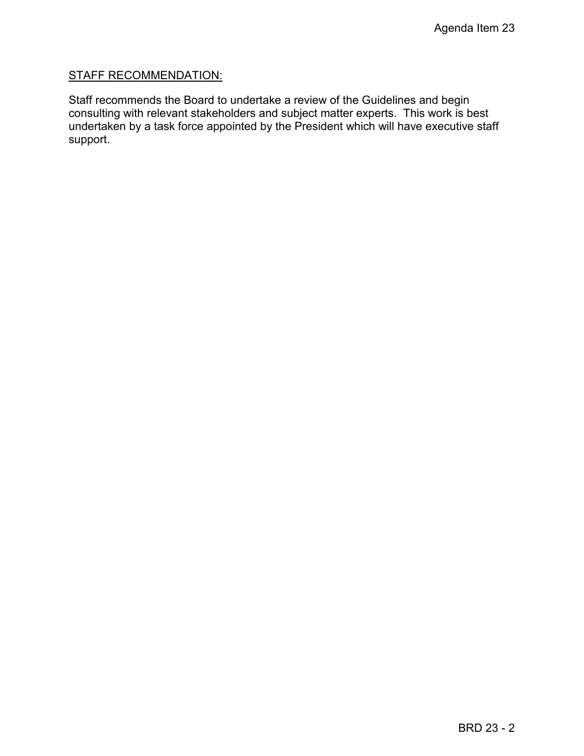<u>STAFF RECOMMENDATION:</u>

Staff recommends the Board to undertake a review of the Guidelines and begin consulting with relevant stakeholders and subject matter experts. This work is best undertaken by a task force appointed by the President which will have executive staff support.